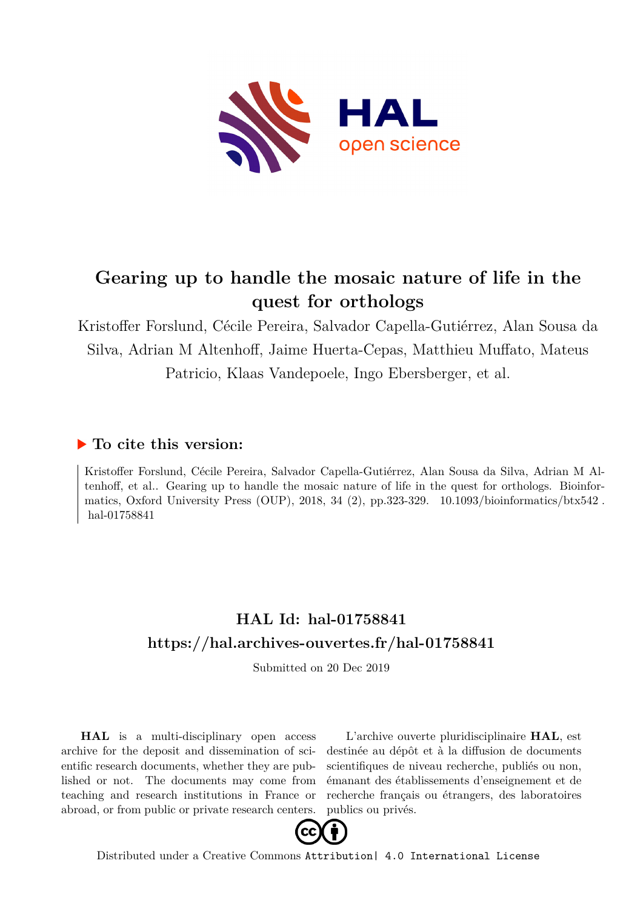# Gearing up to handle the mosaic nature of life in the quest for orthologs

Kristoffer Forslund, Cécile Pereira, Salvador Capella-Gutiérrez, Alan Sousa da Silva, Adrian M Altenhoff, Jaime Huerta-Cepas, Matthieu Muffato, Mateus Patricio, Klaas Vandepoele, Ingo Ebersberger, et al.

## ▶ To cite this version:

Kristoffer Forslund, Cécile Pereira, Salvador Capella-Gutiérrez, Alan Sousa da Silva, Adrian M Altenhoff, et al.. Gearing up to handle the mosaic nature of life in the quest for orthologs. Bioinformatics, Oxford University Press (OUP), 2018, 34 (2), pp.323-329. 10.1093/bioinformatics/btx542 . hal-01758841

## HAL Id: hal-01758841
## https://hal.archives-ouvertes.fr/hal-01758841

Submitted on 20 Dec 2019

**HAL** is a multi-disciplinary open access archive for the deposit and dissemination of scientific research documents, whether they are published or not. The documents may come from teaching and research institutions in France or abroad, or from public or private research centers.

L'archive ouverte pluridisciplinaire **HAL**, est destinée au dépôt et à la diffusion de documents scientifiques de niveau recherche, publiés ou non, émanant des établissements d'enseignement et de recherche français ou étrangers, des laboratoires publics ou privés.

Distributed under a Creative Commons Attribution| 4.0 International License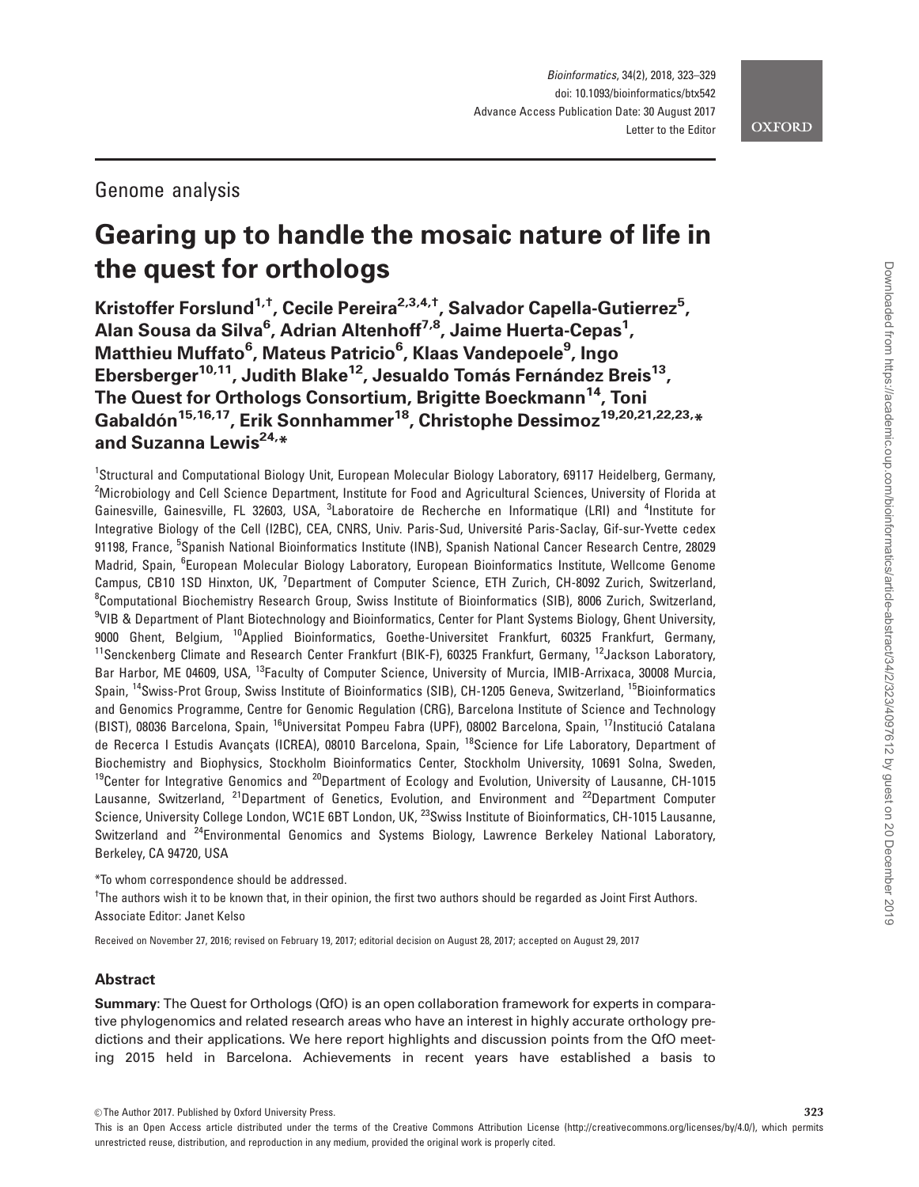Genome analysis

# Gearing up to handle the mosaic nature of life in the quest for orthologs

**Kristoffer Forslund[1,†], Cecile Pereira[2,3,4,†], Salvador Capella-Gutierrez[5], Alan Sousa da Silva[6], Adrian Altenhoff[7,8], Jaime Huerta-Cepas[1], Matthieu Muffato[6], Mateus Patricio[6], Klaas Vandepoele[9], Ingo Ebersberger[10,11], Judith Blake[12], Jesualdo Tomás Fernández Breis[13], The Quest for Orthologs Consortium, Brigitte Boeckmann[14], Toni Gabaldón[15,16,17], Erik Sonnhammer[18], Christophe Dessimoz[19,20,21,22,23,*] and Suzanna Lewis[24,*]**

[1]Structural and Computational Biology Unit, European Molecular Biology Laboratory, 69117 Heidelberg, Germany, [2]Microbiology and Cell Science Department, Institute for Food and Agricultural Sciences, University of Florida at Gainesville, Gainesville, FL 32603, USA, [3]Laboratoire de Recherche en Informatique (LRI) and [4]Institute for Integrative Biology of the Cell (I2BC), CEA, CNRS, Univ. Paris-Sud, Université Paris-Saclay, Gif-sur-Yvette cedex 91198, France, [5]Spanish National Bioinformatics Institute (INB), Spanish National Cancer Research Centre, 28029 Madrid, Spain, [6]European Molecular Biology Laboratory, European Bioinformatics Institute, Wellcome Genome Campus, CB10 1SD Hinxton, UK, [7]Department of Computer Science, ETH Zurich, CH-8092 Zurich, Switzerland, [8]Computational Biochemistry Research Group, Swiss Institute of Bioinformatics (SIB), 8006 Zurich, Switzerland, [9]VIB & Department of Plant Biotechnology and Bioinformatics, Center for Plant Systems Biology, Ghent University, 9000 Ghent, Belgium, [10]Applied Bioinformatics, Goethe-Universitet Frankfurt, 60325 Frankfurt, Germany, [11]Senckenberg Climate and Research Center Frankfurt (BIK-F), 60325 Frankfurt, Germany, [12]Jackson Laboratory, Bar Harbor, ME 04609, USA, [13]Faculty of Computer Science, University of Murcia, IMIB-Arrixaca, 30008 Murcia, Spain, [14]Swiss-Prot Group, Swiss Institute of Bioinformatics (SIB), CH-1205 Geneva, Switzerland, [15]Bioinformatics and Genomics Programme, Centre for Genomic Regulation (CRG), Barcelona Institute of Science and Technology (BIST), 08036 Barcelona, Spain, [16]Universitat Pompeu Fabra (UPF), 08002 Barcelona, Spain, [17]Institució Catalana de Recerca I Estudis Avançats (ICREA), 08010 Barcelona, Spain, [18]Science for Life Laboratory, Department of Biochemistry and Biophysics, Stockholm Bioinformatics Center, Stockholm University, 10691 Solna, Sweden, [19]Center for Integrative Genomics and [20]Department of Ecology and Evolution, University of Lausanne, CH-1015 Lausanne, Switzerland, [21]Department of Genetics, Evolution, and Environment and [22]Department Computer Science, University College London, WC1E 6BT London, UK, [23]Swiss Institute of Bioinformatics, CH-1015 Lausanne, Switzerland and [24]Environmental Genomics and Systems Biology, Lawrence Berkeley National Laboratory, Berkeley, CA 94720, USA

*To whom correspondence should be addressed.

†The authors wish it to be known that, in their opinion, the first two authors should be regarded as Joint First Authors.

Associate Editor: Janet Kelso

Received on November 27, 2016; revised on February 19, 2017; editorial decision on August 28, 2017; accepted on August 29, 2017

## Abstract

**Summary**: The Quest for Orthologs (QfO) is an open collaboration framework for experts in comparative phylogenomics and related research areas who have an interest in highly accurate orthology predictions and their applications. We here report highlights and discussion points from the QfO meeting 2015 held in Barcelona. Achievements in recent years have established a basis to

© The Author 2017. Published by Oxford University Press.

This is an Open Access article distributed under the terms of the Creative Commons Attribution License (http://creativecommons.org/licenses/by/4.0/), which permits unrestricted reuse, distribution, and reproduction in any medium, provided the original work is properly cited.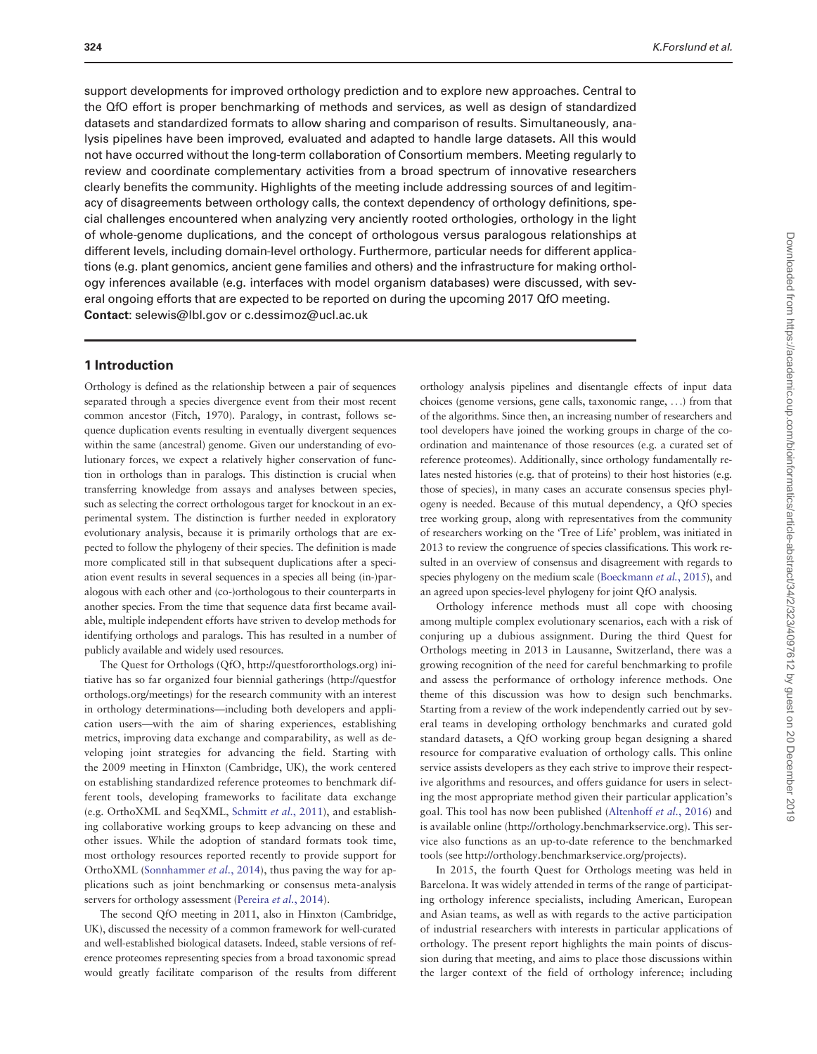support developments for improved orthology prediction and to explore new approaches. Central to the QfO effort is proper benchmarking of methods and services, as well as design of standardized datasets and standardized formats to allow sharing and comparison of results. Simultaneously, analysis pipelines have been improved, evaluated and adapted to handle large datasets. All this would not have occurred without the long-term collaboration of Consortium members. Meeting regularly to review and coordinate complementary activities from a broad spectrum of innovative researchers clearly benefits the community. Highlights of the meeting include addressing sources of and legitimacy of disagreements between orthology calls, the context dependency of orthology definitions, special challenges encountered when analyzing very anciently rooted orthologies, orthology in the light of whole-genome duplications, and the concept of orthologous versus paralogous relationships at different levels, including domain-level orthology. Furthermore, particular needs for different applications (e.g. plant genomics, ancient gene families and others) and the infrastructure for making orthology inferences available (e.g. interfaces with model organism databases) were discussed, with several ongoing efforts that are expected to be reported on during the upcoming 2017 QfO meeting.
**Contact**: selewis@lbl.gov or c.dessimoz@ucl.ac.uk

## 1 Introduction

Orthology is defined as the relationship between a pair of sequences separated through a species divergence event from their most recent common ancestor (Fitch, 1970). Paralogy, in contrast, follows sequence duplication events resulting in eventually divergent sequences within the same (ancestral) genome. Given our understanding of evolutionary forces, we expect a relatively higher conservation of function in orthologs than in paralogs. This distinction is crucial when transferring knowledge from assays and analyses between species, such as selecting the correct orthologous target for knockout in an experimental system. The distinction is further needed in exploratory evolutionary analysis, because it is primarily orthologs that are expected to follow the phylogeny of their species. The definition is made more complicated still in that subsequent duplications after a speciation event results in several sequences in a species all being (in-)paralogous with each other and (co-)orthologous to their counterparts in another species. From the time that sequence data first became available, multiple independent efforts have striven to develop methods for identifying orthologs and paralogs. This has resulted in a number of publicly available and widely used resources.

The Quest for Orthologs (QfO, http://questfororthologs.org) initiative has so far organized four biennial gatherings (http://questfororthologs.org/meetings) for the research community with an interest in orthology determinations—including both developers and application users—with the aim of sharing experiences, establishing metrics, improving data exchange and comparability, as well as developing joint strategies for advancing the field. Starting with the 2009 meeting in Hinxton (Cambridge, UK), the work centered on establishing standardized reference proteomes to benchmark different tools, developing frameworks to facilitate data exchange (e.g. OrthoXML and SeqXML, Schmitt *et al.*, 2011), and establishing collaborative working groups to keep advancing on these and other issues. While the adoption of standard formats took time, most orthology resources reported recently to provide support for OrthoXML (Sonnhammer *et al.*, 2014), thus paving the way for applications such as joint benchmarking or consensus meta-analysis servers for orthology assessment (Pereira *et al.*, 2014).

The second QfO meeting in 2011, also in Hinxton (Cambridge, UK), discussed the necessity of a common framework for well-curated and well-established biological datasets. Indeed, stable versions of reference proteomes representing species from a broad taxonomic spread would greatly facilitate comparison of the results from different orthology analysis pipelines and disentangle effects of input data choices (genome versions, gene calls, taxonomic range, ...) from that of the algorithms. Since then, an increasing number of researchers and tool developers have joined the working groups in charge of the coordination and maintenance of those resources (e.g. a curated set of reference proteomes). Additionally, since orthology fundamentally relates nested histories (e.g. that of proteins) to their host histories (e.g. those of species), in many cases an accurate consensus species phylogeny is needed. Because of this mutual dependency, a QfO species tree working group, along with representatives from the community of researchers working on the 'Tree of Life' problem, was initiated in 2013 to review the congruence of species classifications. This work resulted in an overview of consensus and disagreement with regards to species phylogeny on the medium scale (Boeckmann *et al.*, 2015), and an agreed upon species-level phylogeny for joint QfO analysis.

Orthology inference methods must all cope with choosing among multiple complex evolutionary scenarios, each with a risk of conjuring up a dubious assignment. During the third Quest for Orthologs meeting in 2013 in Lausanne, Switzerland, there was a growing recognition of the need for careful benchmarking to profile and assess the performance of orthology inference methods. One theme of this discussion was how to design such benchmarks. Starting from a review of the work independently carried out by several teams in developing orthology benchmarks and curated gold standard datasets, a QfO working group began designing a shared resource for comparative evaluation of orthology calls. This online service assists developers as they each strive to improve their respective algorithms and resources, and offers guidance for users in selecting the most appropriate method given their particular application's goal. This tool has now been published (Altenhoff *et al.*, 2016) and is available online (http://orthology.benchmarkservice.org). This service also functions as an up-to-date reference to the benchmarked tools (see http://orthology.benchmarkservice.org/projects).

In 2015, the fourth Quest for Orthologs meeting was held in Barcelona. It was widely attended in terms of the range of participating orthology inference specialists, including American, European and Asian teams, as well as with regards to the active participation of industrial researchers with interests in particular applications of orthology. The present report highlights the main points of discussion during that meeting, and aims to place those discussions within the larger context of the field of orthology inference; including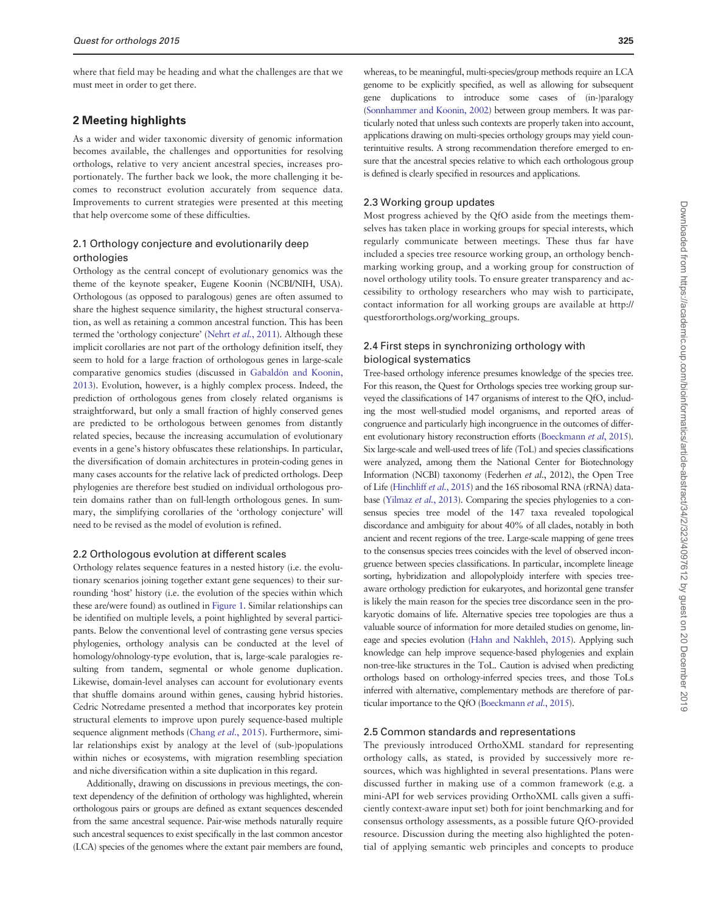where that field may be heading and what the challenges are that we must meet in order to get there.

## 2 Meeting highlights

As a wider and wider taxonomic diversity of genomic information becomes available, the challenges and opportunities for resolving orthologs, relative to very ancient ancestral species, increases proportionately. The further back we look, the more challenging it becomes to reconstruct evolution accurately from sequence data. Improvements to current strategies were presented at this meeting that help overcome some of these difficulties.

### 2.1 Orthology conjecture and evolutionarily deep orthologies

Orthology as the central concept of evolutionary genomics was the theme of the keynote speaker, Eugene Koonin (NCBI/NIH, USA). Orthologous (as opposed to paralogous) genes are often assumed to share the highest sequence similarity, the highest structural conservation, as well as retaining a common ancestral function. This has been termed the 'orthology conjecture' (Nehrt *et al.*, 2011). Although these implicit corollaries are not part of the orthology definition itself, they seem to hold for a large fraction of orthologous genes in large-scale comparative genomics studies (discussed in Gabaldón and Koonin, 2013). Evolution, however, is a highly complex process. Indeed, the prediction of orthologous genes from closely related organisms is straightforward, but only a small fraction of highly conserved genes are predicted to be orthologous between genomes from distantly related species, because the increasing accumulation of evolutionary events in a gene's history obfuscates these relationships. In particular, the diversification of domain architectures in protein-coding genes in many cases accounts for the relative lack of predicted orthologs. Deep phylogenies are therefore best studied on individual orthologous protein domains rather than on full-length orthologous genes. In summary, the simplifying corollaries of the 'orthology conjecture' will need to be revised as the model of evolution is refined.

### 2.2 Orthologous evolution at different scales

Orthology relates sequence features in a nested history (i.e. the evolutionary scenarios joining together extant gene sequences) to their surrounding 'host' history (i.e. the evolution of the species within which these are/were found) as outlined in Figure 1. Similar relationships can be identified on multiple levels, a point highlighted by several participants. Below the conventional level of contrasting gene versus species phylogenies, orthology analysis can be conducted at the level of homology/ohnology-type evolution, that is, large-scale paralogies resulting from tandem, segmental or whole genome duplication. Likewise, domain-level analyses can account for evolutionary events that shuffle domains around within genes, causing hybrid histories. Cedric Notredame presented a method that incorporates key protein structural elements to improve upon purely sequence-based multiple sequence alignment methods (Chang *et al.*, 2015). Furthermore, similar relationships exist by analogy at the level of (sub-)populations within niches or ecosystems, with migration resembling speciation and niche diversification within a site duplication in this regard.

Additionally, drawing on discussions in previous meetings, the context dependency of the definition of orthology was highlighted, wherein orthologous pairs or groups are defined as extant sequences descended from the same ancestral sequence. Pair-wise methods naturally require such ancestral sequences to exist specifically in the last common ancestor (LCA) species of the genomes where the extant pair members are found, whereas, to be meaningful, multi-species/group methods require an LCA genome to be explicitly specified, as well as allowing for subsequent gene duplications to introduce some cases of (in-)paralogy (Sonnhammer and Koonin, 2002) between group members. It was particularly noted that unless such contexts are properly taken into account, applications drawing on multi-species orthology groups may yield counterintuitive results. A strong recommendation therefore emerged to ensure that the ancestral species relative to which each orthologous group is defined is clearly specified in resources and applications.

### 2.3 Working group updates

Most progress achieved by the QfO aside from the meetings themselves has taken place in working groups for special interests, which regularly communicate between meetings. These thus far have included a species tree resource working group, an orthology benchmarking working group, and a working group for construction of novel orthology utility tools. To ensure greater transparency and accessibility to orthology researchers who may wish to participate, contact information for all working groups are available at http://questfororthologs.org/working_groups.

### 2.4 First steps in synchronizing orthology with biological systematics

Tree-based orthology inference presumes knowledge of the species tree. For this reason, the Quest for Orthologs species tree working group surveyed the classifications of 147 organisms of interest to the QfO, including the most well-studied model organisms, and reported areas of congruence and particularly high incongruence in the outcomes of different evolutionary history reconstruction efforts (Boeckmann *et al*, 2015). Six large-scale and well-used trees of life (ToL) and species classifications were analyzed, among them the National Center for Biotechnology Information (NCBI) taxonomy (Federhen *et al.*, 2012), the Open Tree of Life (Hinchliff *et al.*, 2015) and the 16S ribosomal RNA (rRNA) database (Yilmaz *et al.*, 2013). Comparing the species phylogenies to a consensus species tree model of the 147 taxa revealed topological discordance and ambiguity for about 40% of all clades, notably in both ancient and recent regions of the tree. Large-scale mapping of gene trees to the consensus species trees coincides with the level of observed incongruence between species classifications. In particular, incomplete lineage sorting, hybridization and allopolyploidy interfere with species tree-aware orthology prediction for eukaryotes, and horizontal gene transfer is likely the main reason for the species tree discordance seen in the prokaryotic domains of life. Alternative species tree topologies are thus a valuable source of information for more detailed studies on genome, lineage and species evolution (Hahn and Nakhleh, 2015). Applying such knowledge can help improve sequence-based phylogenies and explain non-tree-like structures in the ToL. Caution is advised when predicting orthologs based on orthology-inferred species trees, and those ToLs inferred with alternative, complementary methods are therefore of particular importance to the QfO (Boeckmann *et al.*, 2015).

### 2.5 Common standards and representations

The previously introduced OrthoXML standard for representing orthology calls, as stated, is provided by successively more resources, which was highlighted in several presentations. Plans were discussed further in making use of a common framework (e.g. a mini-API for web services providing OrthoXML calls given a sufficiently context-aware input set) both for joint benchmarking and for consensus orthology assessments, as a possible future QfO-provided resource. Discussion during the meeting also highlighted the potential of applying semantic web principles and concepts to produce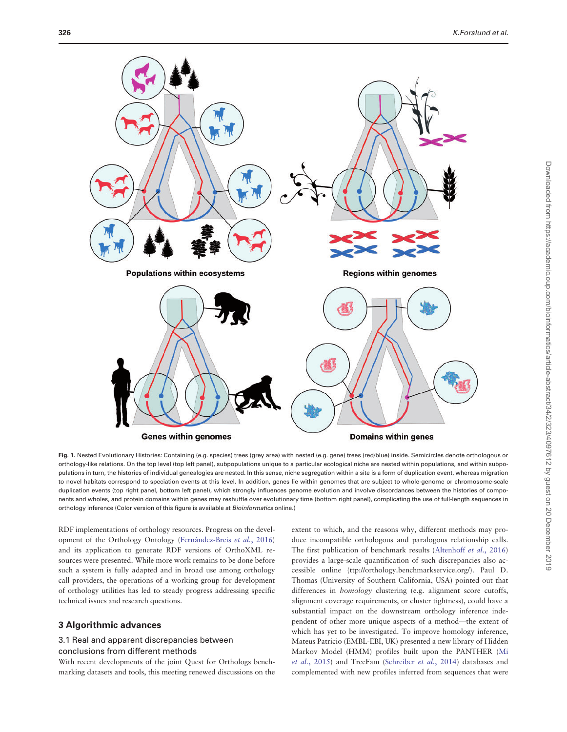Populations within ecosystems

Regions within genomes

Genes within genomes

Domains within genes

**Fig. 1.** Nested Evolutionary Histories: Containing (e.g. species) trees (grey area) with nested (e.g. gene) trees (red/blue) inside. Semicircles denote orthologous or orthology-like relations. On the top level (top left panel), subpopulations unique to a particular ecological niche are nested within populations, and within subpopulations in turn, the histories of individual genealogies are nested. In this sense, niche segregation within a site is a form of duplication event, whereas migration to novel habitats correspond to speciation events at this level. In addition, genes lie within genomes that are subject to whole-genome or chromosome-scale duplication events (top right panel, bottom left panel), which strongly influences genome evolution and involve discordances between the histories of components and wholes, and protein domains within genes may reshuffle over evolutionary time (bottom right panel), complicating the use of full-length sequences in orthology inference (Color version of this figure is available at *Bioinformatics* online.)

RDF implementations of orthology resources. Progress on the development of the Orthology Ontology (Fernández-Breis *et al.*, 2016) and its application to generate RDF versions of OrthoXML resources were presented. While more work remains to be done before such a system is fully adapted and in broad use among orthology call providers, the operations of a working group for development of orthology utilities has led to steady progress addressing specific technical issues and research questions.

## 3 Algorithmic advances

### 3.1 Real and apparent discrepancies between conclusions from different methods

With recent developments of the joint Quest for Orthologs benchmarking datasets and tools, this meeting renewed discussions on the extent to which, and the reasons why, different methods may produce incompatible orthologous and paralogous relationship calls. The first publication of benchmark results (Altenhoff *et al.*, 2016) provides a large-scale quantification of such discrepancies also accessible online (ttp://orthology.benchmarkservice.org/). Paul D. Thomas (University of Southern California, USA) pointed out that differences in *homology* clustering (e.g. alignment score cutoffs, alignment coverage requirements, or cluster tightness), could have a substantial impact on the downstream orthology inference independent of other more unique aspects of a method—the extent of which has yet to be investigated. To improve homology inference, Mateus Patricio (EMBL-EBI, UK) presented a new library of Hidden Markov Model (HMM) profiles built upon the PANTHER (Mi *et al.*, 2015) and TreeFam (Schreiber *et al.*, 2014) databases and complemented with new profiles inferred from sequences that were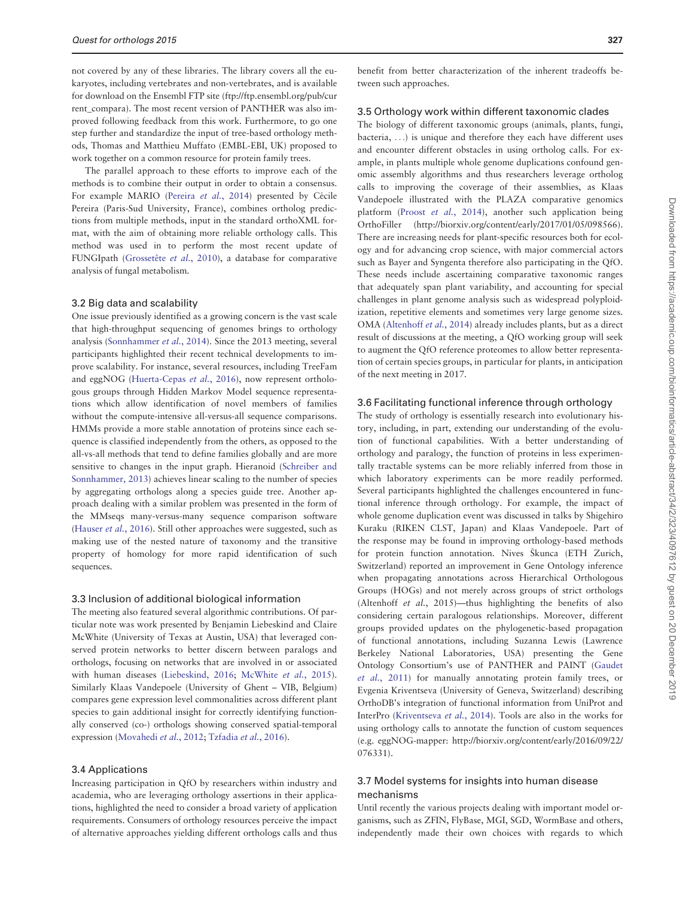not covered by any of these libraries. The library covers all the eukaryotes, including vertebrates and non-vertebrates, and is available for download on the Ensembl FTP site (ftp://ftp.ensembl.org/pub/current_compara). The most recent version of PANTHER was also improved following feedback from this work. Furthermore, to go one step further and standardize the input of tree-based orthology methods, Thomas and Matthieu Muffato (EMBL-EBI, UK) proposed to work together on a common resource for protein family trees.

The parallel approach to these efforts to improve each of the methods is to combine their output in order to obtain a consensus. For example MARIO (Pereira *et al.*, 2014) presented by Cécile Pereira (Paris-Sud University, France), combines ortholog predictions from multiple methods, input in the standard orthoXML format, with the aim of obtaining more reliable orthology calls. This method was used in to perform the most recent update of FUNGIpath (Grossetête *et al.*, 2010), a database for comparative analysis of fungal metabolism.

### 3.2 Big data and scalability

One issue previously identified as a growing concern is the vast scale that high-throughput sequencing of genomes brings to orthology analysis (Sonnhammer *et al.*, 2014). Since the 2013 meeting, several participants highlighted their recent technical developments to improve scalability. For instance, several resources, including TreeFam and eggNOG (Huerta-Cepas *et al.*, 2016), now represent orthologous groups through Hidden Markov Model sequence representations which allow identification of novel members of families without the compute-intensive all-versus-all sequence comparisons. HMMs provide a more stable annotation of proteins since each sequence is classified independently from the others, as opposed to the all-vs-all methods that tend to define families globally and are more sensitive to changes in the input graph. Hieranoid (Schreiber and Sonnhammer, 2013) achieves linear scaling to the number of species by aggregating orthologs along a species guide tree. Another approach dealing with a similar problem was presented in the form of the MMseqs many-versus-many sequence comparison software (Hauser *et al.*, 2016). Still other approaches were suggested, such as making use of the nested nature of taxonomy and the transitive property of homology for more rapid identification of such sequences.

### 3.3 Inclusion of additional biological information

The meeting also featured several algorithmic contributions. Of particular note was work presented by Benjamin Liebeskind and Claire McWhite (University of Texas at Austin, USA) that leveraged conserved protein networks to better discern between paralogs and orthologs, focusing on networks that are involved in or associated with human diseases (Liebeskind, 2016; McWhite *et al.*, 2015). Similarly Klaas Vandepoele (University of Ghent – VIB, Belgium) compares gene expression level commonalities across different plant species to gain additional insight for correctly identifying functionally conserved (co-) orthologs showing conserved spatial-temporal expression (Movahedi *et al.*, 2012; Tzfadia *et al.*, 2016).

### 3.4 Applications

Increasing participation in QfO by researchers within industry and academia, who are leveraging orthology assertions in their applications, highlighted the need to consider a broad variety of application requirements. Consumers of orthology resources perceive the impact of alternative approaches yielding different orthologs calls and thus benefit from better characterization of the inherent tradeoffs between such approaches.

### 3.5 Orthology work within different taxonomic clades

The biology of different taxonomic groups (animals, plants, fungi, bacteria, ...) is unique and therefore they each have different uses and encounter different obstacles in using ortholog calls. For example, in plants multiple whole genome duplications confound genomic assembly algorithms and thus researchers leverage ortholog calls to improving the coverage of their assemblies, as Klaas Vandepoele illustrated with the PLAZA comparative genomics platform (Proost *et al.*, 2014), another such application being OrthoFiller (http://biorxiv.org/content/early/2017/01/05/098566). There are increasing needs for plant-specific resources both for ecology and for advancing crop science, with major commercial actors such as Bayer and Syngenta therefore also participating in the QfO. These needs include ascertaining comparative taxonomic ranges that adequately span plant variability, and accounting for special challenges in plant genome analysis such as widespread polyploidization, repetitive elements and sometimes very large genome sizes. OMA (Altenhoff *et al.*, 2014) already includes plants, but as a direct result of discussions at the meeting, a QfO working group will seek to augment the QfO reference proteomes to allow better representation of certain species groups, in particular for plants, in anticipation of the next meeting in 2017.

### 3.6 Facilitating functional inference through orthology

The study of orthology is essentially research into evolutionary history, including, in part, extending our understanding of the evolution of functional capabilities. With a better understanding of orthology and paralogy, the function of proteins in less experimentally tractable systems can be more reliably inferred from those in which laboratory experiments can be more readily performed. Several participants highlighted the challenges encountered in functional inference through orthology. For example, the impact of whole genome duplication event was discussed in talks by Shigehiro Kuraku (RIKEN CLST, Japan) and Klaas Vandepoele. Part of the response may be found in improving orthology-based methods for protein function annotation. Nives Škunca (ETH Zurich, Switzerland) reported an improvement in Gene Ontology inference when propagating annotations across Hierarchical Orthologous Groups (HOGs) and not merely across groups of strict orthologs (Altenhoff *et al.*, 2015)—thus highlighting the benefits of also considering certain paralogous relationships. Moreover, different groups provided updates on the phylogenetic-based propagation of functional annotations, including Suzanna Lewis (Lawrence Berkeley National Laboratories, USA) presenting the Gene Ontology Consortium's use of PANTHER and PAINT (Gaudet *et al.*, 2011) for manually annotating protein family trees, or Evgenia Kriventseva (University of Geneva, Switzerland) describing OrthoDB's integration of functional information from UniProt and InterPro (Kriventseva *et al.*, 2014). Tools are also in the works for using orthology calls to annotate the function of custom sequences (e.g. eggNOG-mapper: http://biorxiv.org/content/early/2016/09/22/076331).

### 3.7 Model systems for insights into human disease mechanisms

Until recently the various projects dealing with important model organisms, such as ZFIN, FlyBase, MGI, SGD, WormBase and others, independently made their own choices with regards to which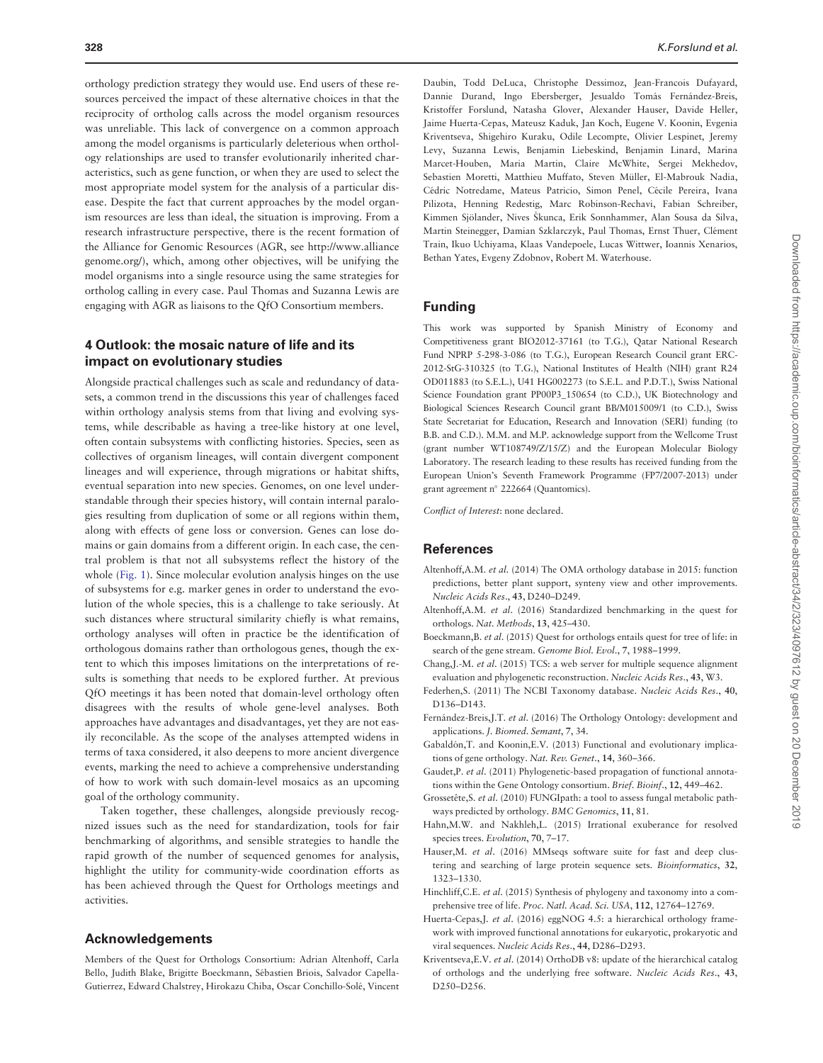orthology prediction strategy they would use. End users of these resources perceived the impact of these alternative choices in that the reciprocity of ortholog calls across the model organism resources was unreliable. This lack of convergence on a common approach among the model organisms is particularly deleterious when orthology relationships are used to transfer evolutionarily inherited characteristics, such as gene function, or when they are used to select the most appropriate model system for the analysis of a particular disease. Despite the fact that current approaches by the model organism resources are less than ideal, the situation is improving. From a research infrastructure perspective, there is the recent formation of the Alliance for Genomic Resources (AGR, see http://www.alliancegenome.org/), which, among other objectives, will be unifying the model organisms into a single resource using the same strategies for ortholog calling in every case. Paul Thomas and Suzanna Lewis are engaging with AGR as liaisons to the QfO Consortium members.

## 4 Outlook: the mosaic nature of life and its impact on evolutionary studies

Alongside practical challenges such as scale and redundancy of datasets, a common trend in the discussions this year of challenges faced within orthology analysis stems from that living and evolving systems, while describable as having a tree-like history at one level, often contain subsystems with conflicting histories. Species, seen as collectives of organism lineages, will contain divergent component lineages and will experience, through migrations or habitat shifts, eventual separation into new species. Genomes, on one level understandable through their species history, will contain internal paralogies resulting from duplication of some or all regions within them, along with effects of gene loss or conversion. Genes can lose domains or gain domains from a different origin. In each case, the central problem is that not all subsystems reflect the history of the whole (Fig. 1). Since molecular evolution analysis hinges on the use of subsystems for e.g. marker genes in order to understand the evolution of the whole species, this is a challenge to take seriously. At such distances where structural similarity chiefly is what remains, orthology analyses will often in practice be the identification of orthologous domains rather than orthologous genes, though the extent to which this imposes limitations on the interpretations of results is something that needs to be explored further. At previous QfO meetings it has been noted that domain-level orthology often disagrees with the results of whole gene-level analyses. Both approaches have advantages and disadvantages, yet they are not easily reconcilable. As the scope of the analyses attempted widens in terms of taxa considered, it also deepens to more ancient divergence events, marking the need to achieve a comprehensive understanding of how to work with such domain-level mosaics as an upcoming goal of the orthology community.

Taken together, these challenges, alongside previously recognized issues such as the need for standardization, tools for fair benchmarking of algorithms, and sensible strategies to handle the rapid growth of the number of sequenced genomes for analysis, highlight the utility for community-wide coordination efforts as has been achieved through the Quest for Orthologs meetings and activities.

## Acknowledgements

Members of the Quest for Orthologs Consortium: Adrian Altenhoff, Carla Bello, Judith Blake, Brigitte Boeckmann, Sébastien Briois, Salvador Capella-Gutierrez, Edward Chalstrey, Hirokazu Chiba, Oscar Conchillo-Solé, Vincent Daubin, Todd DeLuca, Christophe Dessimoz, Jean-Francois Dufayard, Dannie Durand, Ingo Ebersberger, Jesualdo Tomás Fernández-Breis, Kristoffer Forslund, Natasha Glover, Alexander Hauser, Davide Heller, Jaime Huerta-Cepas, Mateusz Kaduk, Jan Koch, Eugene V. Koonin, Evgenia Kriventseva, Shigehiro Kuraku, Odile Lecompte, Olivier Lespinet, Jeremy Levy, Suzanna Lewis, Benjamin Liebeskind, Benjamin Linard, Marina Marcet-Houben, Maria Martin, Claire McWhite, Sergei Mekhedov, Sebastien Moretti, Matthieu Muffato, Steven Müller, El-Mabrouk Nadia, Cédric Notredame, Mateus Patricio, Simon Penel, Cécile Pereira, Ivana Pilizota, Henning Redestig, Marc Robinson-Rechavi, Fabian Schreiber, Kimmen Sjölander, Nives Škunca, Erik Sonnhammer, Alan Sousa da Silva, Martin Steinegger, Damian Szklarczyk, Paul Thomas, Ernst Thuer, Clément Train, Ikuo Uchiyama, Klaas Vandepoele, Lucas Wittwer, Ioannis Xenarios, Bethan Yates, Evgeny Zdobnov, Robert M. Waterhouse.

## Funding

This work was supported by Spanish Ministry of Economy and Competitiveness grant BIO2012-37161 (to T.G.), Qatar National Research Fund NPRP 5-298-3-086 (to T.G.), European Research Council grant ERC-2012-StG-310325 (to T.G.), National Institutes of Health (NIH) grant R24 OD011883 (to S.E.L.), U41 HG002273 (to S.E.L. and P.D.T.), Swiss National Science Foundation grant PP00P3_150654 (to C.D.), UK Biotechnology and Biological Sciences Research Council grant BB/M015009/1 (to C.D.), Swiss State Secretariat for Education, Research and Innovation (SERI) funding (to B.B. and C.D.). M.M. and M.P. acknowledge support from the Wellcome Trust (grant number WT108749/Z/15/Z) and the European Molecular Biology Laboratory. The research leading to these results has received funding from the European Union's Seventh Framework Programme (FP7/2007-2013) under grant agreement n° 222664 (Quantomics).

*Conflict of Interest*: none declared.

## References

Altenhoff,A.M. *et al.* (2014) The OMA orthology database in 2015: function predictions, better plant support, synteny view and other improvements. *Nucleic Acids Res.*, **43**, D240–D249.

Altenhoff,A.M. *et al.* (2016) Standardized benchmarking in the quest for orthologs. *Nat. Methods*, **13**, 425–430.

Boeckmann,B. *et al.* (2015) Quest for orthologs entails quest for tree of life: in search of the gene stream. *Genome Biol. Evol.*, **7**, 1988–1999.

Chang,J.-M. *et al.* (2015) TCS: a web server for multiple sequence alignment evaluation and phylogenetic reconstruction. *Nucleic Acids Res.*, **43**, W3.

Federhen,S. (2011) The NCBI Taxonomy database. *Nucleic Acids Res.*, **40**, D136–D143.

Fernández-Breis,J.T. *et al.* (2016) The Orthology Ontology: development and applications. *J. Biomed. Semant*, **7**, 34.

Gabaldón,T. and Koonin,E.V. (2013) Functional and evolutionary implications of gene orthology. *Nat. Rev. Genet.*, **14**, 360–366.

Gaudet,P. *et al.* (2011) Phylogenetic-based propagation of functional annotations within the Gene Ontology consortium. *Brief. Bioinf.*, **12**, 449–462.

Grossetête,S. *et al.* (2010) FUNGIpath: a tool to assess fungal metabolic pathways predicted by orthology. *BMC Genomics*, **11**, 81.

Hahn,M.W. and Nakhleh,L. (2015) Irrational exuberance for resolved species trees. *Evolution*, **70**, 7–17.

Hauser,M. *et al.* (2016) MMseqs software suite for fast and deep clustering and searching of large protein sequence sets. *Bioinformatics*, **32**, 1323–1330.

Hinchliff,C.E. *et al.* (2015) Synthesis of phylogeny and taxonomy into a comprehensive tree of life. *Proc. Natl. Acad. Sci. USA*, **112**, 12764–12769.

Huerta-Cepas,J. *et al.* (2016) eggNOG 4.5: a hierarchical orthology framework with improved functional annotations for eukaryotic, prokaryotic and viral sequences. *Nucleic Acids Res.*, **44**, D286–D293.

Kriventseva,E.V. *et al.* (2014) OrthoDB v8: update of the hierarchical catalog of orthologs and the underlying free software. *Nucleic Acids Res.*, **43**, D250–D256.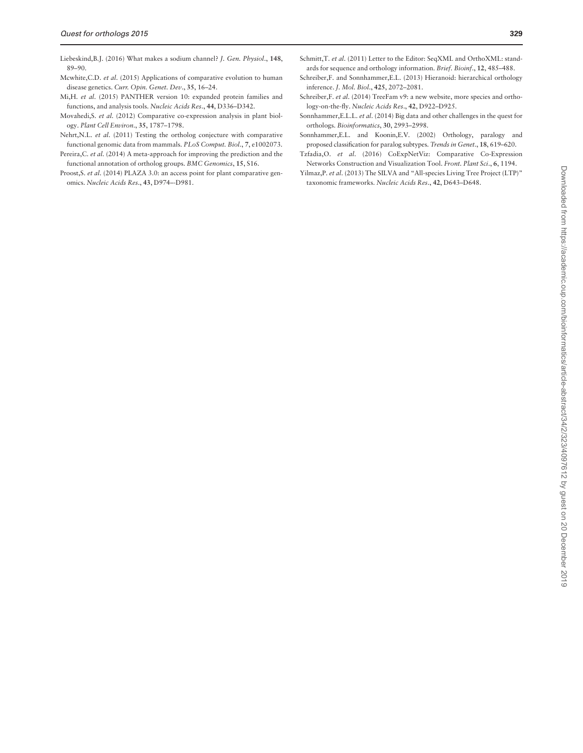Liebeskind,B.J. (2016) What makes a sodium channel? *J. Gen. Physiol.*, **148**, 89–90.

Mcwhite,C.D. *et al.* (2015) Applications of comparative evolution to human disease genetics. *Curr. Opin. Genet. Dev*., **35**, 16–24.

Mi,H. *et al.* (2015) PANTHER version 10: expanded protein families and functions, and analysis tools. *Nucleic Acids Res*., **44**, D336–D342.

Movahedi,S. *et al.* (2012) Comparative co-expression analysis in plant biology. *Plant Cell Environ*., **35**, 1787–1798.

Nehrt,N.L. *et al.* (2011) Testing the ortholog conjecture with comparative functional genomic data from mammals. *PLoS Comput. Biol*., **7**, e1002073.

Pereira,C. *et al.* (2014) A meta-approach for improving the prediction and the functional annotation of ortholog groups. *BMC Genomics*, **15**, S16.

Proost,S. *et al.* (2014) PLAZA 3.0: an access point for plant comparative genomics. *Nucleic Acids Res*., **43**, D974–-D981.

Schmitt,T. *et al.* (2011) Letter to the Editor: SeqXML and OrthoXML: standards for sequence and orthology information. *Brief. Bioinf*., **12**, 485–488.

Schreiber,F. and Sonnhammer,E.L. (2013) Hieranoid: hierarchical orthology inference. *J. Mol. Biol*., **425**, 2072–2081.

Schreiber,F. *et al.* (2014) TreeFam v9: a new website, more species and orthology-on-the-fly. *Nucleic Acids Res*., **42**, D922–D925.

Sonnhammer,E.L.L. *et al.* (2014) Big data and other challenges in the quest for orthologs. *Bioinformatics*, **30**, 2993–2998.

Sonnhammer,E.L. and Koonin,E.V. (2002) Orthology, paralogy and proposed classification for paralog subtypes. *Trends in Genet*., **18**, 619–620.

Tzfadia,O. *et al.* (2016) CoExpNetViz: Comparative Co-Expression Networks Construction and Visualization Tool. *Front. Plant Sci*., **6**, 1194.

Yilmaz,P. *et al.* (2013) The SILVA and "All-species Living Tree Project (LTP)" taxonomic frameworks. *Nucleic Acids Res*., **42**, D643–D648.